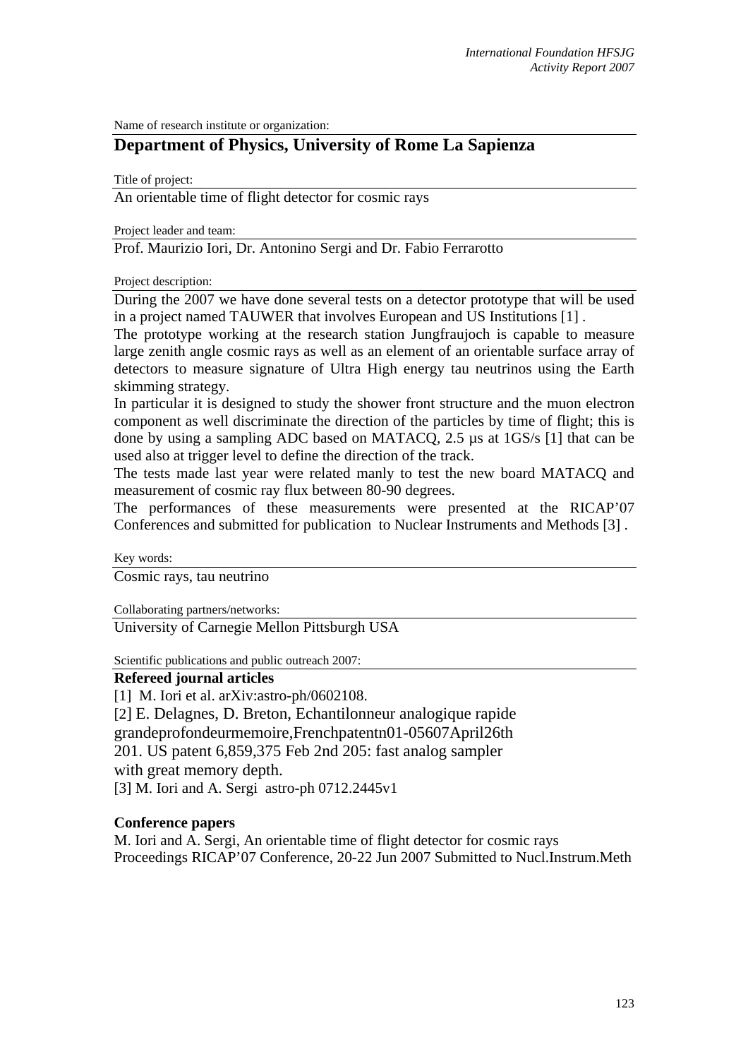Name of research institute or organization:

## Department of Physics, University of Rome La Sapienza

Title of project:

An orientable time of flight detector for cosmic rays

Project leader and team:

Prof. Maurizio Iori, Dr. Antonino Sergi and Dr. Fabio Ferrarotto

Project description:

During the 2007 we have done several tests on a detector prototype that will be used in a project named TAUWER that involves European and US Institutions [1] .

The prototype working at the research station Jungfraujoch is capable to measure large zenith angle cosmic rays as well as an element of an orientable surface array of detectors to measure signature of Ultra High energy tau neutrinos using the Earth skimming strategy.

In particular it is designed to study the shower front structure and the muon electron component as well discriminate the direction of the particles by time of flight; this is done by using a sampling ADC based on MATACQ, 2.5 µs at 1GS/s [1] that can be used also at trigger level to define the direction of the track.

The tests made last year were related manly to test the new board MATACQ and measurement of cosmic ray flux between 80-90 degrees.

The performances of these measurements were presented at the RICAP'07 Conferences and submitted for publication to Nuclear Instruments and Methods [3] .

Key words:

Cosmic rays, tau neutrino

Collaborating partners/networks:

University of Carnegie Mellon Pittsburgh USA

Scientific publications and public outreach 2007:

**Refereed journal articles**

[1] M. Iori et al. arXiv:astro-ph/0602108.

[2] E. Delagnes, D. Breton, Echantilonneur analogique rapide grandeprofondeurmemoire,Frenchpatentn01-05607April26th 201. US patent 6,859,375 Feb 2nd 205: fast analog sampler with great memory depth.

[3] M. Iori and A. Sergi astro-ph 0712.2445v1

**Conference papers**

M. Iori and A. Sergi, An orientable time of flight detector for cosmic rays Proceedings RICAP'07 Conference, 20-22 Jun 2007 Submitted to Nucl.Instrum.Meth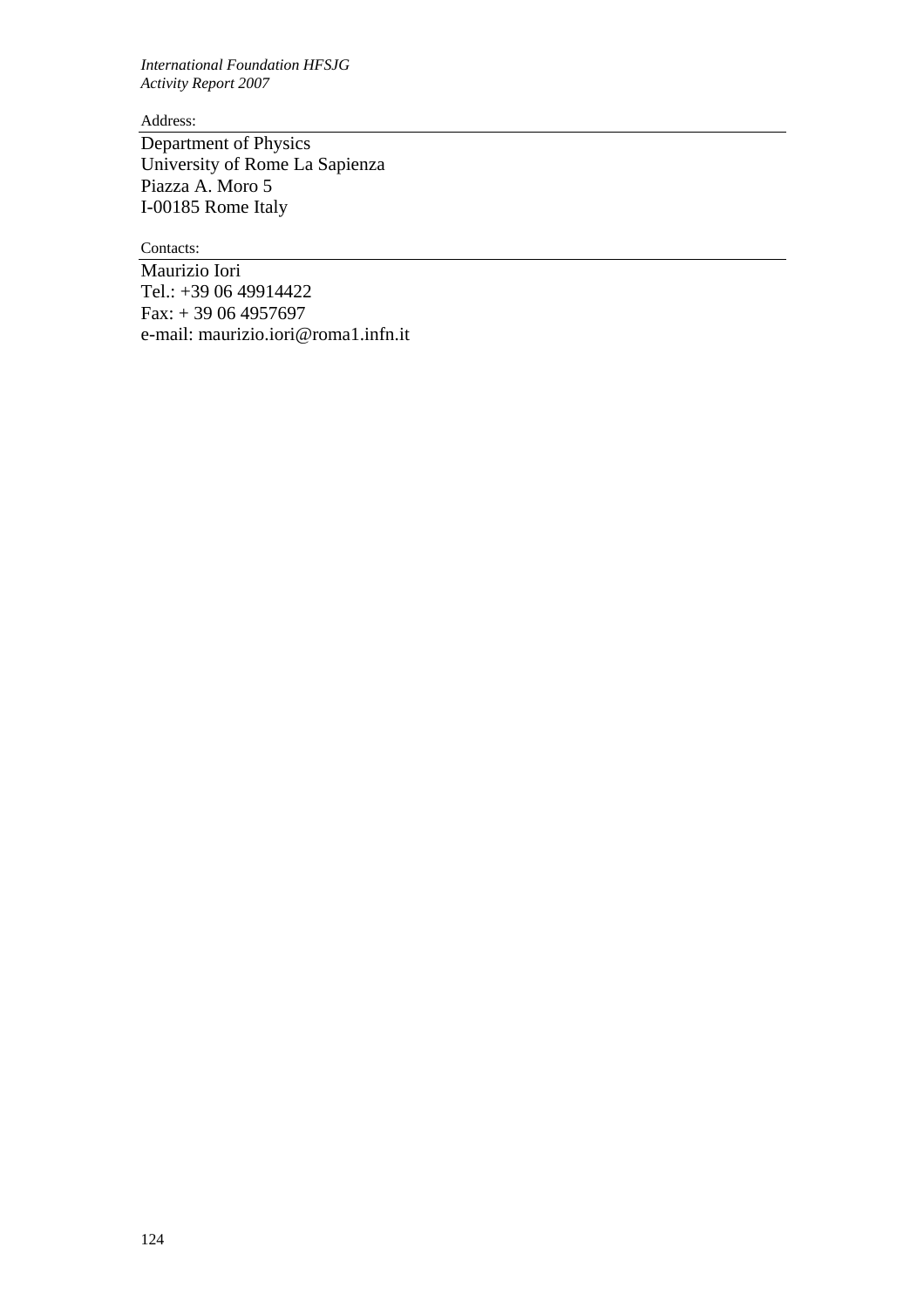Address:

Department of Physics
University of Rome La Sapienza
Piazza A. Moro 5
I-00185 Rome Italy

Contacts:

Maurizio Iori
Tel.: +39 06 49914422
Fax: + 39 06 4957697
e-mail: maurizio.iori@roma1.infn.it